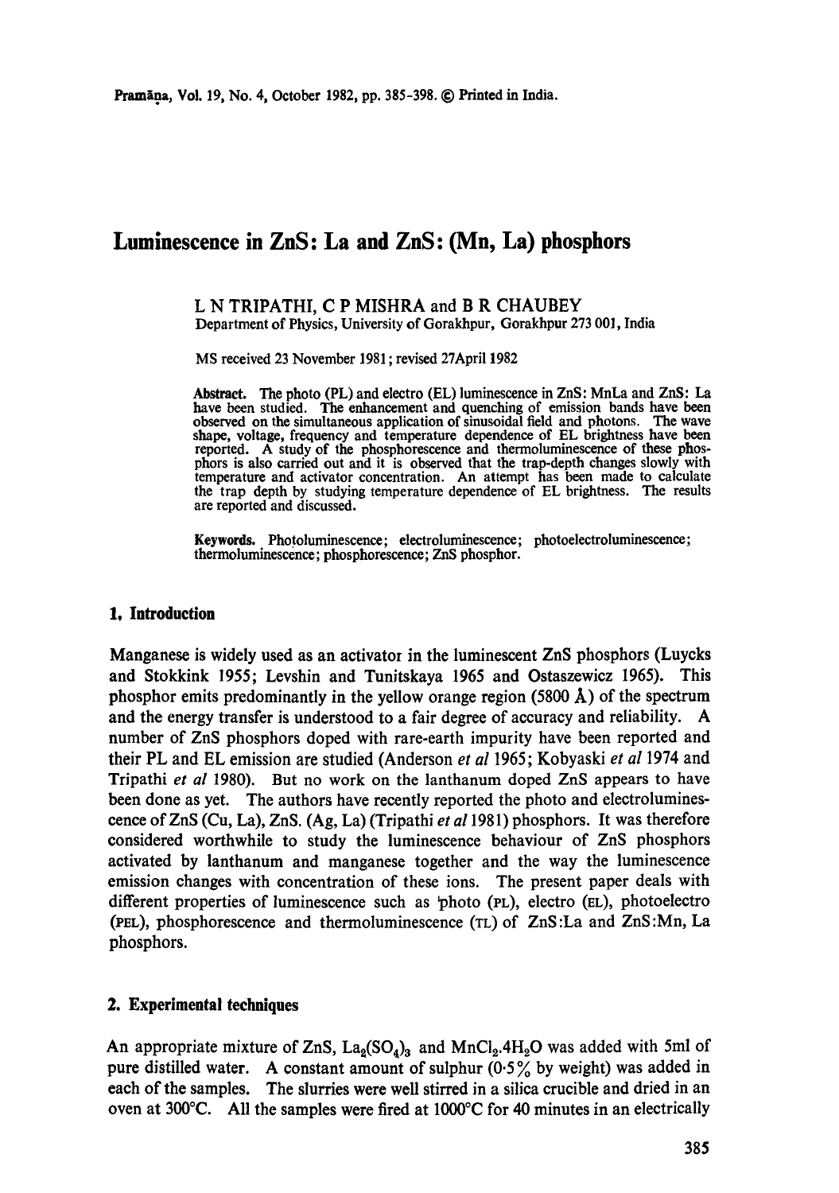# Luminescence in ZnS: La and ZnS: (Mn, La) phosphors

L N TRIPATHI, C P MISHRA and B R CHAUBEY
Department of Physics, University of Gorakhpur, Gorakhpur 273 001, India

MS received 23 November 1981; revised 27April 1982

**Abstract.** The photo (PL) and electro (EL) luminescence in ZnS: MnLa and ZnS: La have been studied. The enhancement and quenching of emission bands have been observed on the simultaneous application of sinusoidal field and photons. The wave shape, voltage, frequency and temperature dependence of EL brightness have been reported. A study of the phosphorescence and thermoluminescence of these phosphors is also carried out and it is observed that the trap-depth changes slowly with temperature and activator concentration. An attempt has been made to calculate the trap depth by studying temperature dependence of EL brightness. The results are reported and discussed.

**Keywords.** Photoluminescence; electroluminescence; photoelectroluminescence; thermoluminescence; phosphorescence; ZnS phosphor.

## 1. Introduction

Manganese is widely used as an activator in the luminescent ZnS phosphors (Luycks and Stokkink 1955; Levshin and Tunitskaya 1965 and Ostaszewicz 1965). This phosphor emits predominantly in the yellow orange region (5800 Å) of the spectrum and the energy transfer is understood to a fair degree of accuracy and reliability. A number of ZnS phosphors doped with rare-earth impurity have been reported and their PL and EL emission are studied (Anderson *et al* 1965; Kobyaski *et al* 1974 and Tripathi *et al* 1980). But no work on the lanthanum doped ZnS appears to have been done as yet. The authors have recently reported the photo and electroluminescence of ZnS (Cu, La), ZnS. (Ag, La) (Tripathi *et al* 1981) phosphors. It was therefore considered worthwhile to study the luminescence behaviour of ZnS phosphors activated by lanthanum and manganese together and the way the luminescence emission changes with concentration of these ions. The present paper deals with different properties of luminescence such as photo (PL), electro (EL), photoelectro (PEL), phosphorescence and thermoluminescence (TL) of ZnS:La and ZnS:Mn, La phosphors.

## 2. Experimental techniques

An appropriate mixture of ZnS, $La_2(SO_4)_3$ and $MnCl_2.4H_2O$ was added with 5ml of pure distilled water. A constant amount of sulphur (0·5% by weight) was added in each of the samples. The slurries were well stirred in a silica crucible and dried in an oven at 300°C. All the samples were fired at 1000°C for 40 minutes in an electrically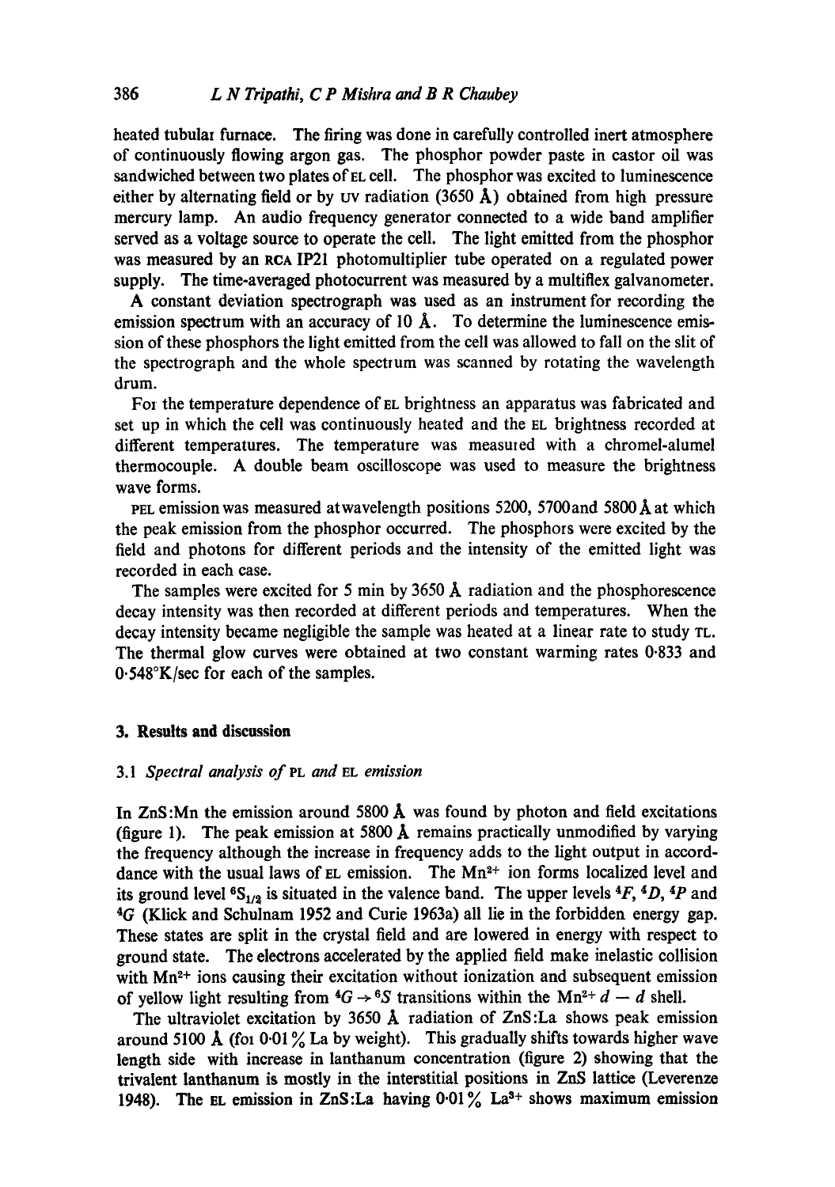heated tubular furnace. The firing was done in carefully controlled inert atmosphere of continuously flowing argon gas. The phosphor powder paste in castor oil was sandwiched between two plates of EL cell. The phosphor was excited to luminescence either by alternating field or by UV radiation (3650 Å) obtained from high pressure mercury lamp. An audio frequency generator connected to a wide band amplifier served as a voltage source to operate the cell. The light emitted from the phosphor was measured by an RCA IP21 photomultiplier tube operated on a regulated power supply. The time-averaged photocurrent was measured by a multiflex galvanometer.

A constant deviation spectrograph was used as an instrument for recording the emission spectrum with an accuracy of 10 Å. To determine the luminescence emission of these phosphors the light emitted from the cell was allowed to fall on the slit of the spectrograph and the whole spectrum was scanned by rotating the wavelength drum.

For the temperature dependence of EL brightness an apparatus was fabricated and set up in which the cell was continuously heated and the EL brightness recorded at different temperatures. The temperature was measured with a chromel-alumel thermocouple. A double beam oscilloscope was used to measure the brightness wave forms.

PEL emission was measured at wavelength positions 5200, 5700 and 5800 Å at which the peak emission from the phosphor occurred. The phosphors were excited by the field and photons for different periods and the intensity of the emitted light was recorded in each case.

The samples were excited for 5 min by 3650 Å radiation and the phosphorescence decay intensity was then recorded at different periods and temperatures. When the decay intensity became negligible the sample was heated at a linear rate to study TL. The thermal glow curves were obtained at two constant warming rates 0·833 and 0·548°K/sec for each of the samples.

## 3. Results and discussion

### 3.1 *Spectral analysis of* PL *and* EL *emission*

In ZnS:Mn the emission around 5800 Å was found by photon and field excitations (figure 1). The peak emission at 5800 Å remains practically unmodified by varying the frequency although the increase in frequency adds to the light output in accorddance with the usual laws of EL emission. The $Mn^{2+}$ ion forms localized level and its ground level $^6S_{1/2}$ is situated in the valence band. The upper levels $^4F$, $^4D$, $^4P$ and $^4G$ (Klick and Schulnam 1952 and Curie 1963a) all lie in the forbidden energy gap. These states are split in the crystal field and are lowered in energy with respect to ground state. The electrons accelerated by the applied field make inelastic collision with $Mn^{2+}$ ions causing their excitation without ionization and subsequent emission of yellow light resulting from $^4G \rightarrow {}^6S$ transitions within the $Mn^{2+}$ $d-d$ shell.

The ultraviolet excitation by 3650 Å radiation of ZnS:La shows peak emission around 5100 Å (for 0·01% La by weight). This gradually shifts towards higher wave length side with increase in lanthanum concentration (figure 2) showing that the trivalent lanthanum is mostly in the interstitial positions in ZnS lattice (Leverenze 1948). The EL emission in ZnS:La having 0·01% $La^{3+}$ shows maximum emission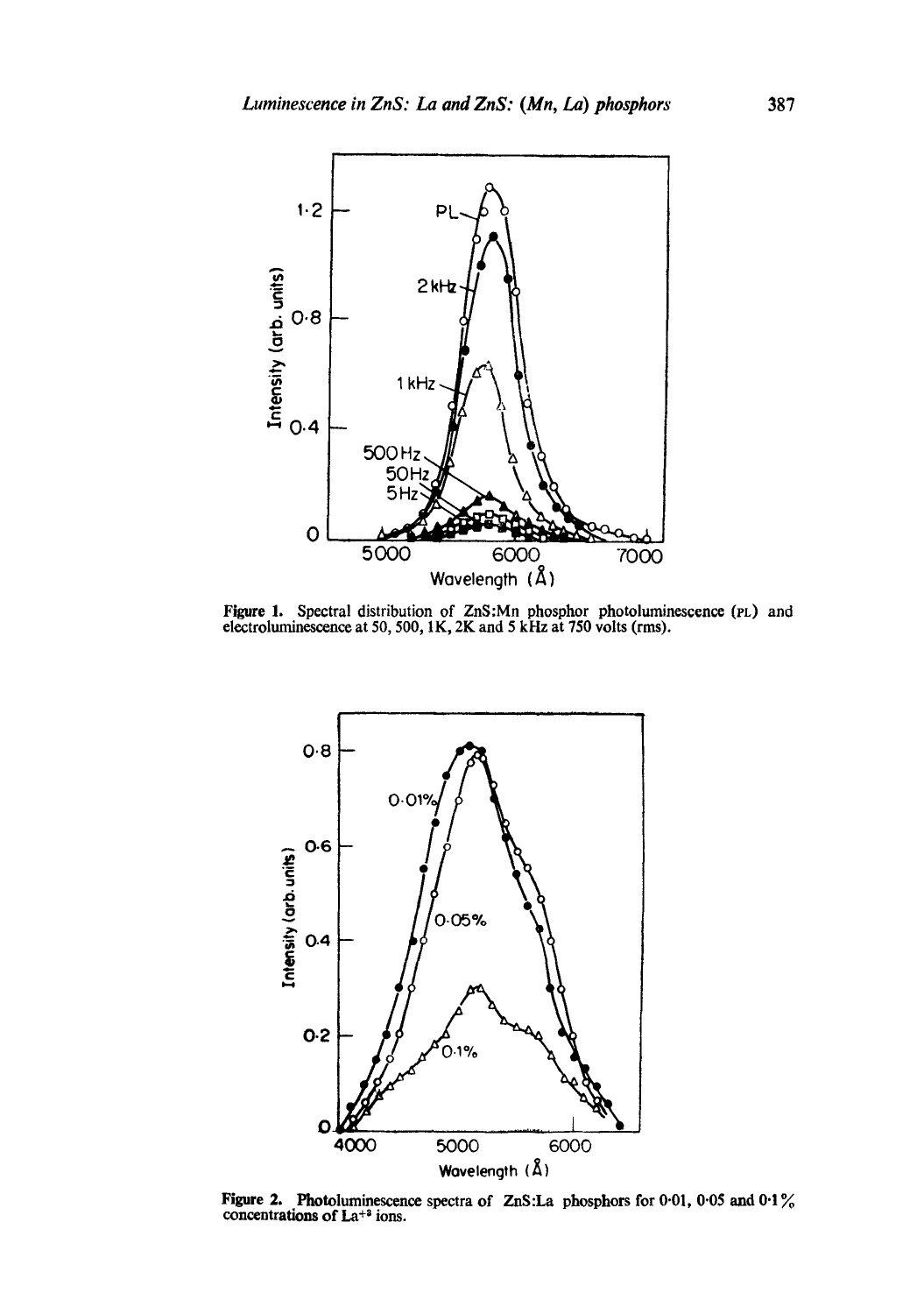Figure 1. Spectral distribution of ZnS:Mn phosphor photoluminescence (PL) and electroluminescence at 50, 500, 1K, 2K and 5 kHz at 750 volts (rms).

Figure 2. Photoluminescence spectra of ZnS:La phosphors for 0·01, 0·05 and 0·1% concentrations of $La^{+3}$ ions.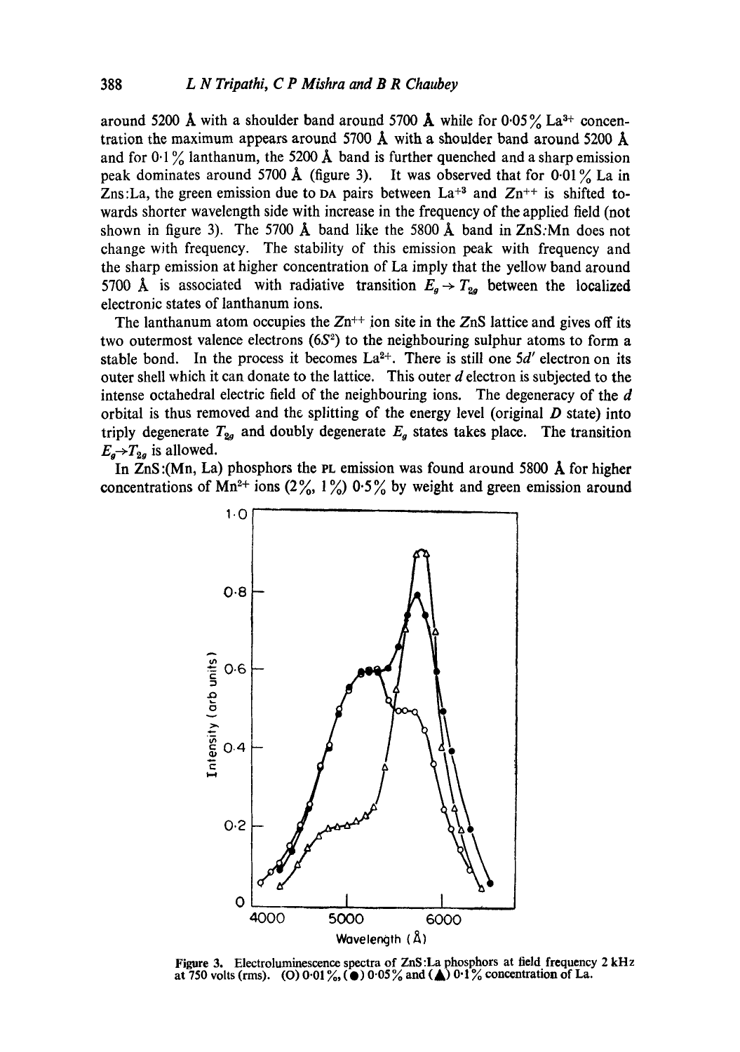around 5200 Å with a shoulder band around 5700 Å while for 0·05% $La^{3+}$ concentration the maximum appears around 5700 Å with a shoulder band around 5200 Å and for 0·1% lanthanum, the 5200 Å band is further quenched and a sharp emission peak dominates around 5700 Å (figure 3). It was observed that for 0·01% La in Zns:La, the green emission due to DA pairs between $La^{+3}$ and $Zn^{++}$ is shifted towards shorter wavelength side with increase in the frequency of the applied field (not shown in figure 3). The 5700 Å band like the 5800 Å band in ZnS:Mn does not change with frequency. The stability of this emission peak with frequency and the sharp emission at higher concentration of La imply that the yellow band around 5700 Å is associated with radiative transition $E_g \rightarrow T_{2g}$ between the localized electronic states of lanthanum ions.

The lanthanum atom occupies the $Zn^{++}$ ion site in the ZnS lattice and gives off its two outermost valence electrons ($6S^2$) to the neighbouring sulphur atoms to form a stable bond. In the process it becomes $La^{2+}$. There is still one $5d'$ electron on its outer shell which it can donate to the lattice. This outer $d$ electron is subjected to the intense octahedral electric field of the neighbouring ions. The degeneracy of the $d$ orbital is thus removed and the splitting of the energy level (original $D$ state) into triply degenerate $T_{2g}$ and doubly degenerate $E_g$ states takes place. The transition $E_g \rightarrow T_{2g}$ is allowed.

In ZnS:(Mn, La) phosphors the PL emission was found around 5800 Å for higher concentrations of $Mn^{2+}$ ions (2%, 1%) 0·5% by weight and green emission around

Figure 3. Electroluminescence spectra of ZnS:La phosphors at field frequency 2 kHz at 750 volts (rms). (O) 0·01%, (●) 0·05% and (▲) 0·1% concentration of La.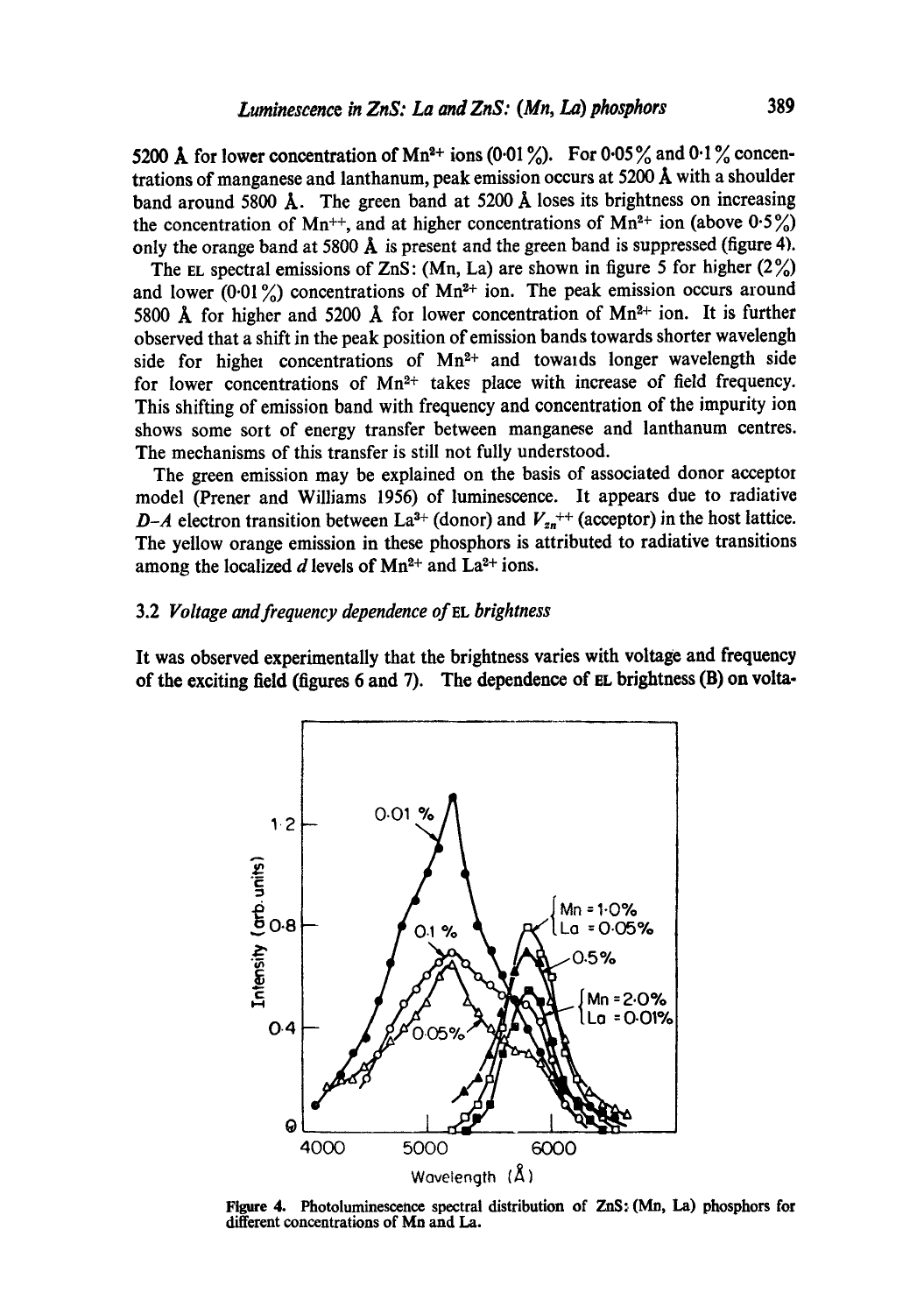5200 Å for lower concentration of $Mn^{2+}$ ions (0·01 %). For 0·05 % and 0·1 % concentrations of manganese and lanthanum, peak emission occurs at 5200 Å with a shoulder band around 5800 Å. The green band at 5200 Å loses its brightness on increasing the concentration of $Mn^{++}$, and at higher concentrations of $Mn^{2+}$ ion (above 0·5 %) only the orange band at 5800 Å is present and the green band is suppressed (figure 4).

The EL spectral emissions of ZnS: (Mn, La) are shown in figure 5 for higher (2 %) and lower (0·01 %) concentrations of $Mn^{2+}$ ion. The peak emission occurs around 5800 Å for higher and 5200 Å for lower concentration of $Mn^{2+}$ ion. It is further observed that a shift in the peak position of emission bands towards shorter wavelengh side for higher concentrations of $Mn^{2+}$ and towards longer wavelength side for lower concentrations of $Mn^{2+}$ takes place with increase of field frequency. This shifting of emission band with frequency and concentration of the impurity ion shows some sort of energy transfer between manganese and lanthanum centres. The mechanisms of this transfer is still not fully understood.

The green emission may be explained on the basis of associated donor acceptor model (Prener and Williams 1956) of luminescence. It appears due to radiative *D–A* electron transition between $La^{3+}$ (donor) and $V_{zn}^{++}$ (acceptor) in the host lattice. The yellow orange emission in these phosphors is attributed to radiative transitions among the localized *d* levels of $Mn^{2+}$ and $La^{2+}$ ions.

### 3.2 *Voltage and frequency dependence of* EL *brightness*

It was observed experimentally that the brightness varies with voltage and frequency of the exciting field (figures 6 and 7). The dependence of EL brightness (B) on volta-

**Figure 4.** Photoluminescence spectral distribution of ZnS: (Mn, La) phosphors for different concentrations of Mn and La.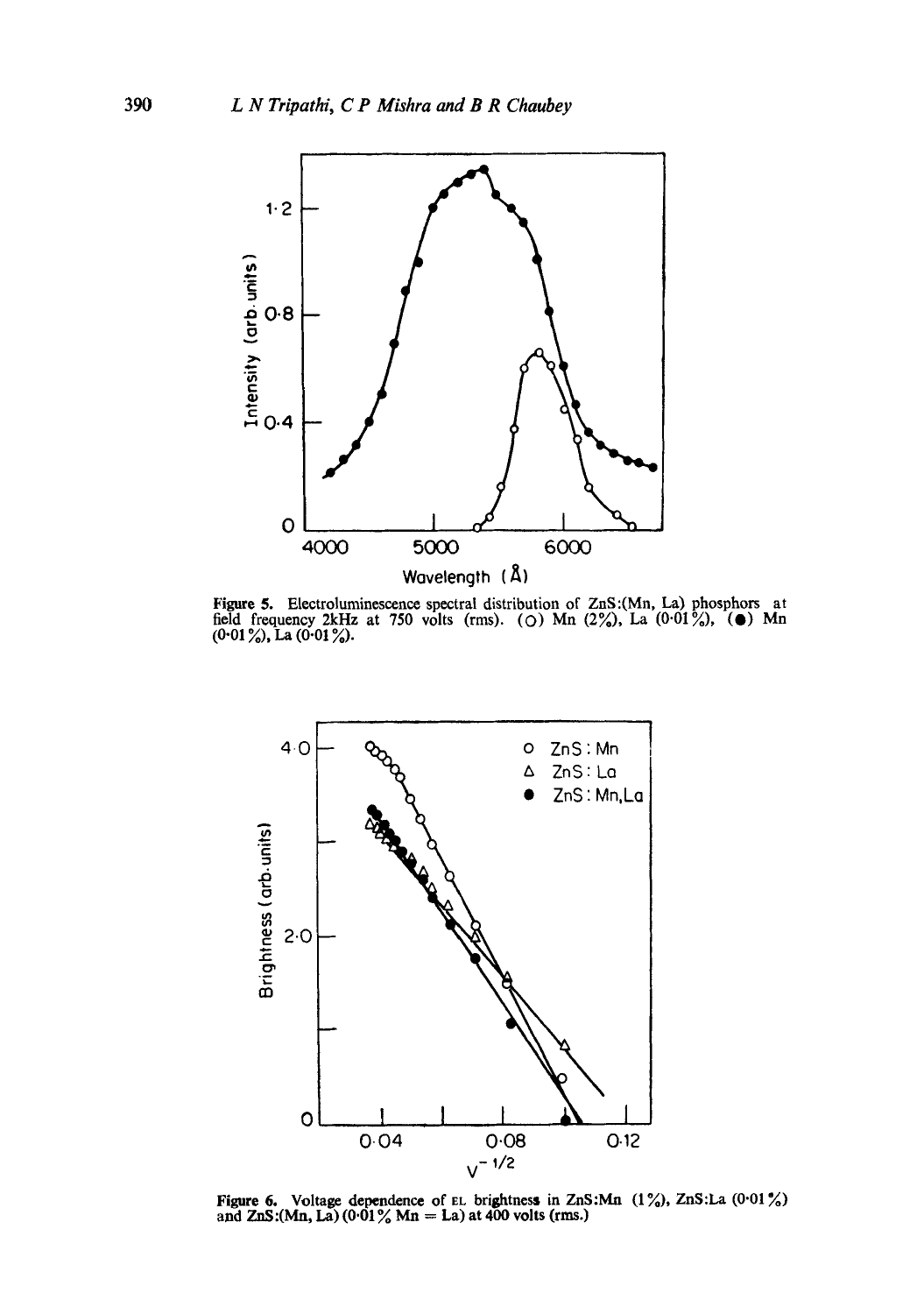Figure 5. Electroluminescence spectral distribution of ZnS:(Mn, La) phosphors at field frequency 2kHz at 750 volts (rms). (○) Mn (2%), La (0·01%), (●) Mn (0·01%), La (0·01%).

Figure 6. Voltage dependence of EL brightness in ZnS:Mn (1%), ZnS:La (0·01%) and ZnS:(Mn, La) (0·01% Mn = La) at 400 volts (rms.)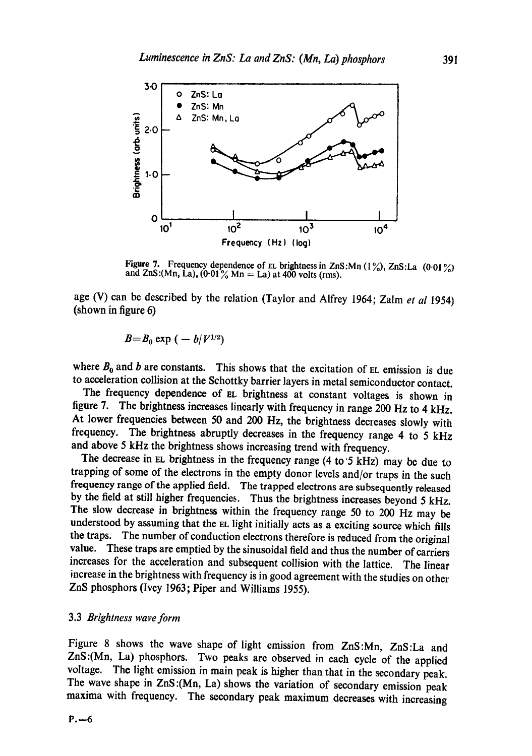Figure 7. Frequency dependence of EL brightness in ZnS:Mn (1 %), ZnS:La (0·01 %) and ZnS:(Mn, La), (0·01 % Mn = La) at 400 volts (rms).

age (V) can be described by the relation (Taylor and Alfrey 1964; Zalm *et al* 1954) (shown in figure 6)

$$B = B_0 \exp\left(-b/V^{1/2}\right)$$

where $B_0$ and $b$ are constants. This shows that the excitation of EL emission is due to acceleration collision at the Schottky barrier layers in metal semiconductor contact.

The frequency dependence of EL brightness at constant voltages is shown in figure 7. The brightness increases linearly with frequency in range 200 Hz to 4 kHz. At lower frequencies between 50 and 200 Hz, the brightness decreases slowly with frequency. The brightness abruptly decreases in the frequency range 4 to 5 kHz and above 5 kHz the brightness shows increasing trend with frequency.

The decrease in EL brightness in the frequency range (4 to 5 kHz) may be due to trapping of some of the electrons in the empty donor levels and/or traps in the such frequency range of the applied field. The trapped electrons are subsequently released by the field at still higher frequencies. Thus the brightness increases beyond 5 kHz. The slow decrease in brightness within the frequency range 50 to 200 Hz may be understood by assuming that the EL light initially acts as a exciting source which fills the traps. The number of conduction electrons therefore is reduced from the original value. These traps are emptied by the sinusoidal field and thus the number of carriers increases for the acceleration and subsequent collision with the lattice. The linear increase in the brightness with frequency is in good agreement with the studies on other ZnS phosphors (Ivey 1963; Piper and Williams 1955).

### 3.3 *Brightness wave form*

Figure 8 shows the wave shape of light emission from ZnS:Mn, ZnS:La and ZnS:(Mn, La) phosphors. Two peaks are observed in each cycle of the applied voltage. The light emission in main peak is higher than that in the secondary peak. The wave shape in ZnS:(Mn, La) shows the variation of secondary emission peak maxima with frequency. The secondary peak maximum decreases with increasing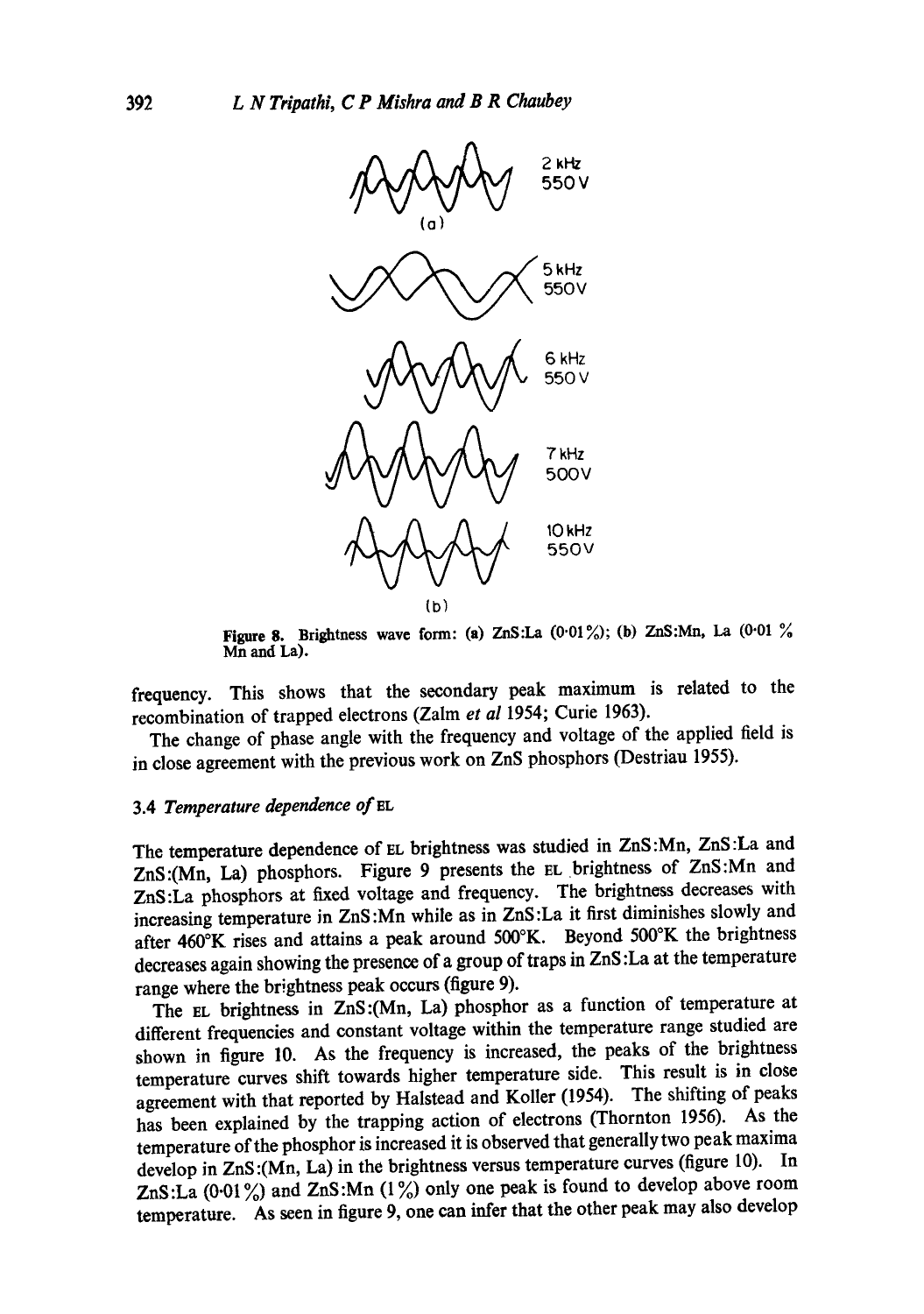(a)

2 kHz 550 V

5 kHz 550V

6 kHz 550 V

7 kHz 500V

10 kHz 550V

(b)

**Figure 8.** Brightness wave form: (a) ZnS:La (0·01%); (b) ZnS:Mn, La (0·01 % Mn and La).

frequency. This shows that the secondary peak maximum is related to the recombination of trapped electrons (Zalm *et al* 1954; Curie 1963).

The change of phase angle with the frequency and voltage of the applied field is in close agreement with the previous work on ZnS phosphors (Destriau 1955).

### 3.4 *Temperature dependence of* EL

The temperature dependence of EL brightness was studied in ZnS:Mn, ZnS:La and ZnS:(Mn, La) phosphors. Figure 9 presents the EL brightness of ZnS:Mn and ZnS:La phosphors at fixed voltage and frequency. The brightness decreases with increasing temperature in ZnS:Mn while as in ZnS:La it first diminishes slowly and after 460°K rises and attains a peak around 500°K. Beyond 500°K the brightness decreases again showing the presence of a group of traps in ZnS:La at the temperature range where the brightness peak occurs (figure 9).

The EL brightness in ZnS:(Mn, La) phosphor as a function of temperature at different frequencies and constant voltage within the temperature range studied are shown in figure 10. As the frequency is increased, the peaks of the brightness temperature curves shift towards higher temperature side. This result is in close agreement with that reported by Halstead and Koller (1954). The shifting of peaks has been explained by the trapping action of electrons (Thornton 1956). As the temperature of the phosphor is increased it is observed that generally two peak maxima develop in ZnS:(Mn, La) in the brightness versus temperature curves (figure 10). In ZnS:La (0·01%) and ZnS:Mn (1%) only one peak is found to develop above room temperature. As seen in figure 9, one can infer that the other peak may also develop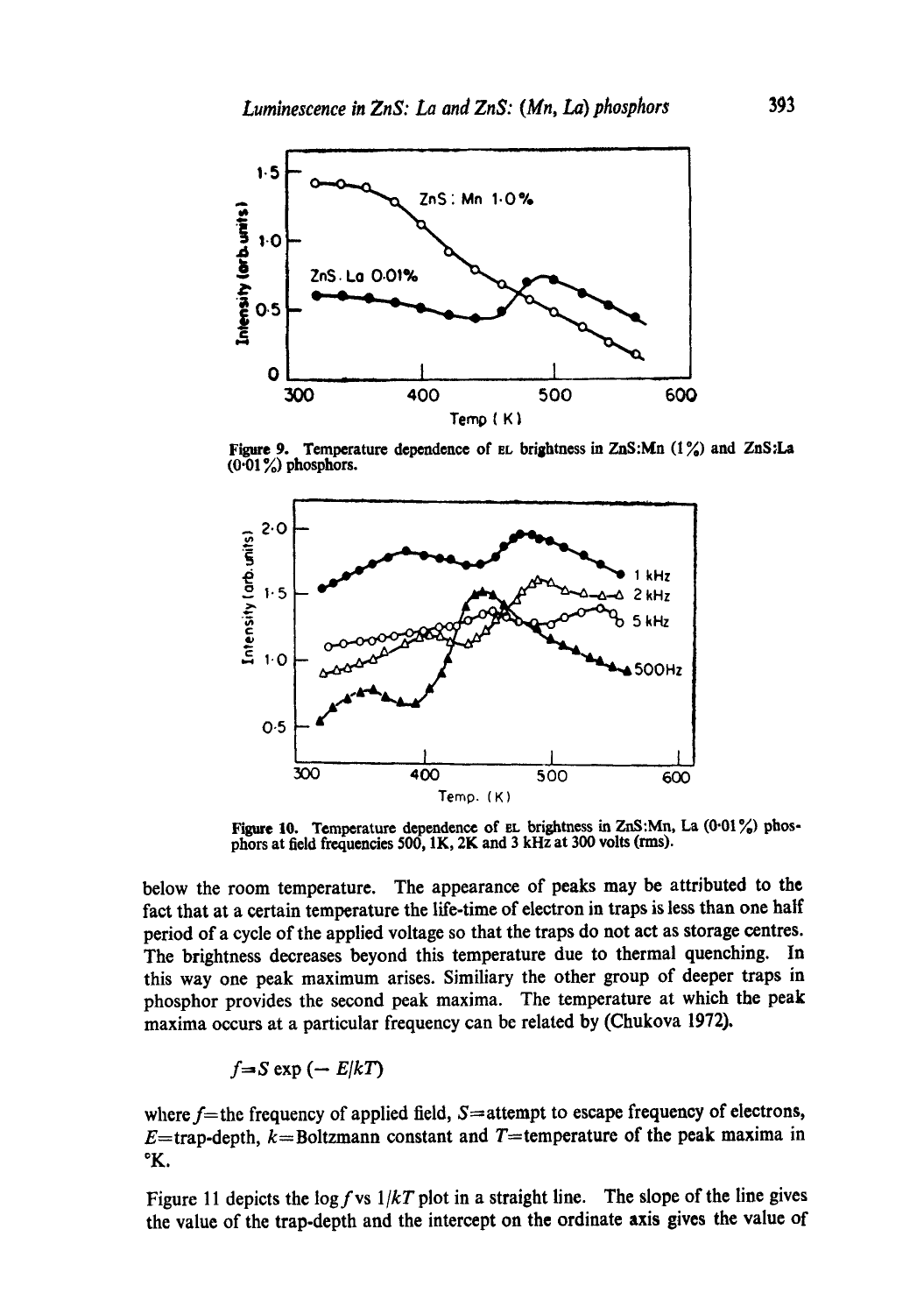Figure 9. Temperature dependence of EL brightness in ZnS:Mn (1%) and ZnS:La (0·01%) phosphors.

Figure 10. Temperature dependence of EL brightness in ZnS:Mn, La (0·01%) phosphors at field frequencies 500, 1K, 2K and 3 kHz at 300 volts (rms).

below the room temperature. The appearance of peaks may be attributed to the fact that at a certain temperature the life-time of electron in traps is less than one half period of a cycle of the applied voltage so that the traps do not act as storage centres. The brightness decreases beyond this temperature due to thermal quenching. In this way one peak maximum arises. Similiary the other group of deeper traps in phosphor provides the second peak maxima. The temperature at which the peak maxima occurs at a particular frequency can be related by (Chukova 1972).

$$f = S \exp(-E/kT)$$

where $f$ = the frequency of applied field, $S$ = attempt to escape frequency of electrons, $E$ = trap-depth, $k$ = Boltzmann constant and $T$ = temperature of the peak maxima in °K.

Figure 11 depicts the $\log f$ vs $1/kT$ plot in a straight line. The slope of the line gives the value of the trap-depth and the intercept on the ordinate axis gives the value of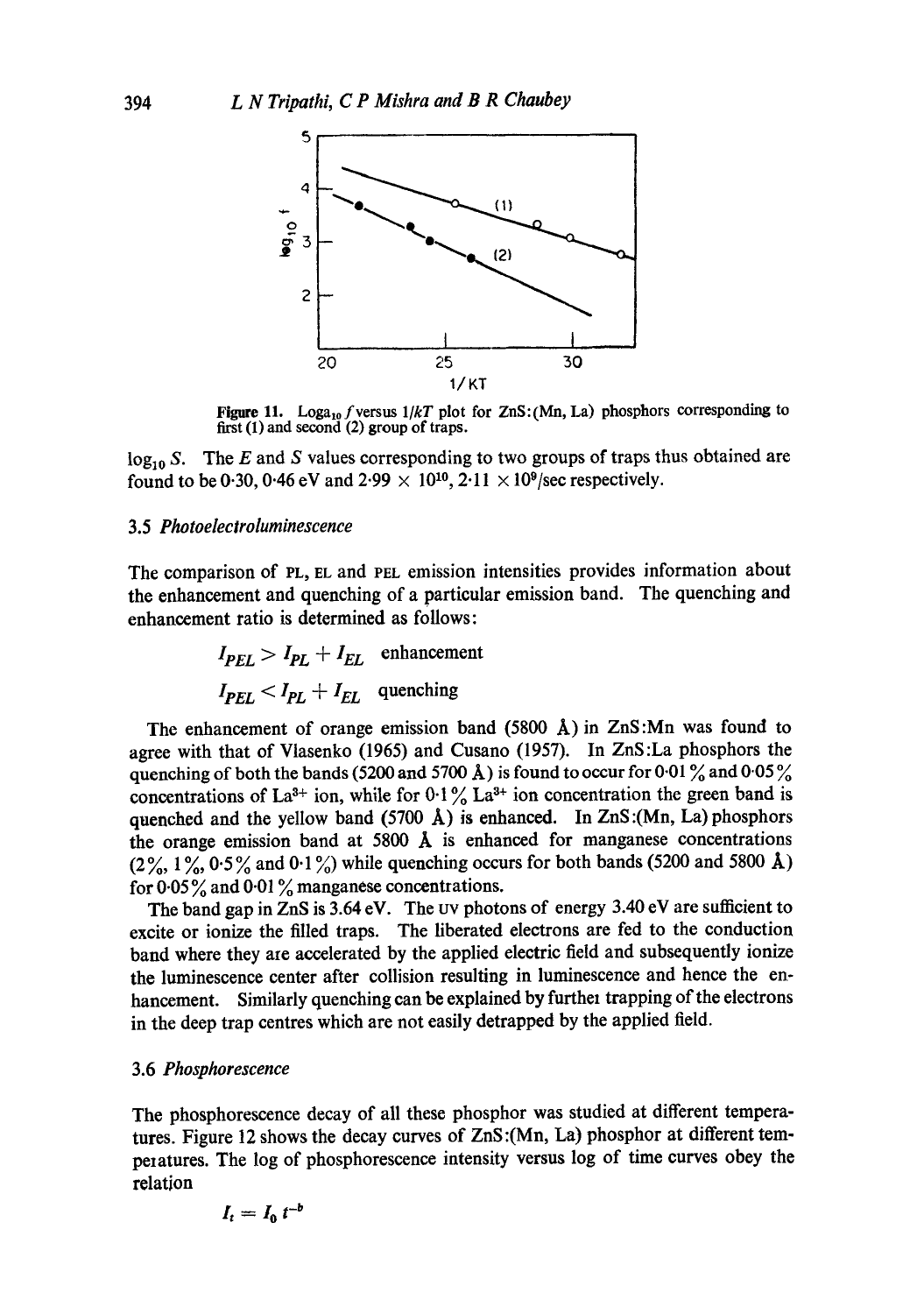**Figure 11.** $\text{Loga}_{10} f$ versus $1/kT$ plot for ZnS:(Mn, La) phosphors corresponding to first (1) and second (2) group of traps.

$\log_{10} S$. The $E$ and $S$ values corresponding to two groups of traps thus obtained are found to be 0·30, 0·46 eV and $2{\cdot}99 \times 10^{10}$, $2{\cdot}11 \times 10^{9}$/sec respectively.

### 3.5 *Photoelectroluminescence*

The comparison of PL, EL and PEL emission intensities provides information about the enhancement and quenching of a particular emission band. The quenching and enhancement ratio is determined as follows:

$$I_{PEL} > I_{PL} + I_{EL} \quad \text{enhancement}$$

$$I_{PEL} < I_{PL} + I_{EL} \quad \text{quenching}$$

The enhancement of orange emission band (5800 Å) in ZnS:Mn was found to agree with that of Vlasenko (1965) and Cusano (1957). In ZnS:La phosphors the quenching of both the bands (5200 and 5700 Å) is found to occur for 0·01 % and 0·05 % concentrations of $La^{3+}$ ion, while for 0·1 % $La^{3+}$ ion concentration the green band is quenched and the yellow band (5700 Å) is enhanced. In ZnS:(Mn, La) phosphors the orange emission band at 5800 Å is enhanced for manganese concentrations (2 %, 1 %, 0·5 % and 0·1 %) while quenching occurs for both bands (5200 and 5800 Å) for 0·05 % and 0·01 % manganese concentrations.

The band gap in ZnS is 3.64 eV. The UV photons of energy 3.40 eV are sufficient to excite or ionize the filled traps. The liberated electrons are fed to the conduction band where they are accelerated by the applied electric field and subsequently ionize the luminescence center after collision resulting in luminescence and hence the enhancement. Similarly quenching can be explained by furthei trapping of the electrons in the deep trap centres which are not easily detrapped by the applied field.

### 3.6 *Phosphorescence*

The phosphorescence decay of all these phosphor was studied at different temperatures. Figure 12 shows the decay curves of ZnS:(Mn, La) phosphor at different temperatures. The log of phosphorescence intensity versus log of time curves obey the relation

$$I_t = I_0 \, t^{-b}$$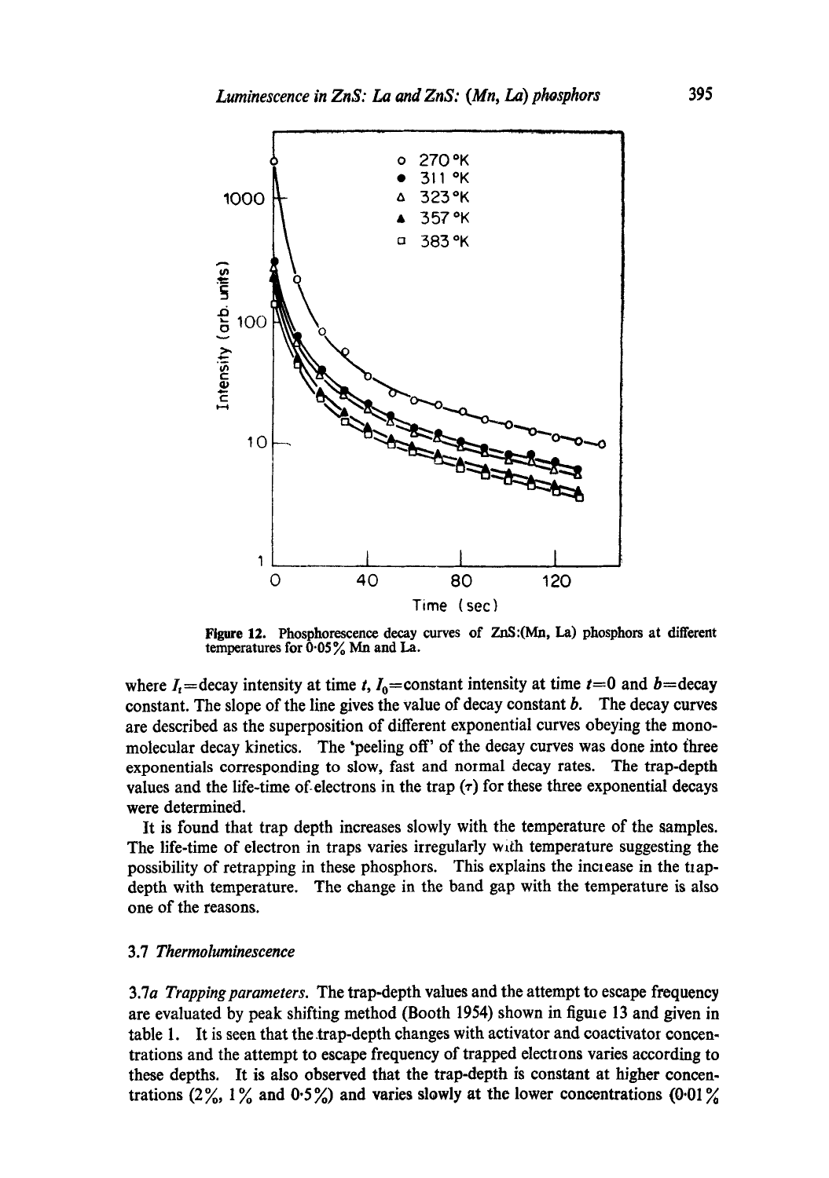Figure 12. Phosphorescence decay curves of ZnS:(Mn, La) phosphors at different temperatures for 0·05% Mn and La.

where $I_t$=decay intensity at time $t$, $I_0$=constant intensity at time $t$=0 and $b$=decay constant. The slope of the line gives the value of decay constant $b$. The decay curves are described as the superposition of different exponential curves obeying the monomolecular decay kinetics. The 'peeling off' of the decay curves was done into three exponentials corresponding to slow, fast and normal decay rates. The trap-depth values and the life-time of electrons in the trap ($\tau$) for these three exponential decays were determined.

It is found that trap depth increases slowly with the temperature of the samples. The life-time of electron in traps varies irregularly with temperature suggesting the possibility of retrapping in these phosphors. This explains the increase in the trap-depth with temperature. The change in the band gap with the temperature is also one of the reasons.

### 3.7 *Thermoluminescence*

*3.7a Trapping parameters.* The trap-depth values and the attempt to escape frequency are evaluated by peak shifting method (Booth 1954) shown in figure 13 and given in table 1. It is seen that the trap-depth changes with activator and coactivator concentrations and the attempt to escape frequency of trapped electrons varies according to these depths. It is also observed that the trap-depth is constant at higher concentrations (2%, 1% and 0·5%) and varies slowly at the lower concentrations (0·01%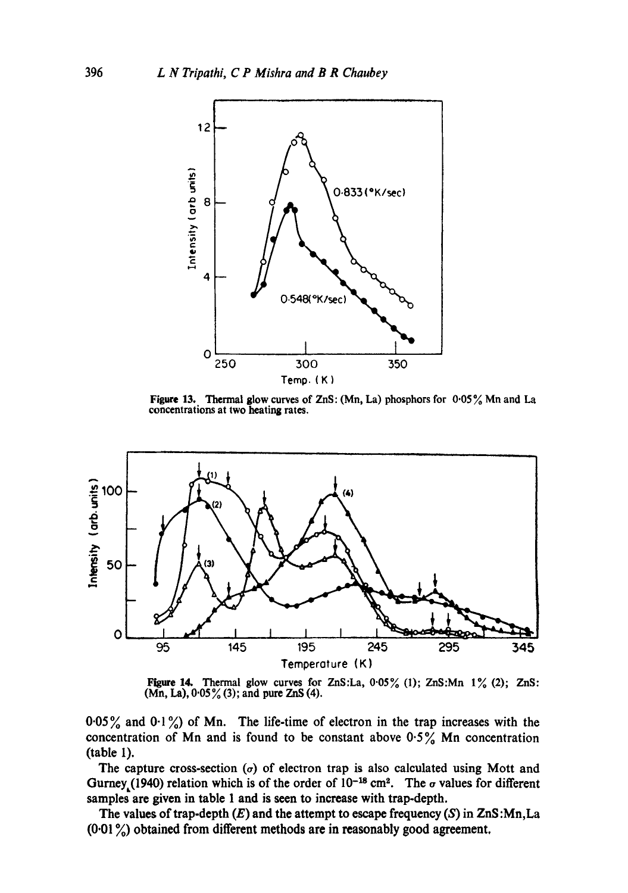Figure 13. Thermal glow curves of ZnS: (Mn, La) phosphors for 0·05% Mn and La concentrations at two heating rates.

Figure 14. Thermal glow curves for ZnS:La, 0·05% (1); ZnS:Mn 1% (2); ZnS: (Mn, La), 0·05% (3); and pure ZnS (4).

0·05% and 0·1%) of Mn. The life-time of electron in the trap increases with the concentration of Mn and is found to be constant above 0·5% Mn concentration (table 1).

The capture cross-section ($\sigma$) of electron trap is also calculated using Mott and Gurney (1940) relation which is of the order of $10^{-18}$ cm$^2$. The $\sigma$ values for different samples are given in table 1 and is seen to increase with trap-depth.

The values of trap-depth ($E$) and the attempt to escape frequency ($S$) in ZnS:Mn,La (0·01%) obtained from different methods are in reasonably good agreement.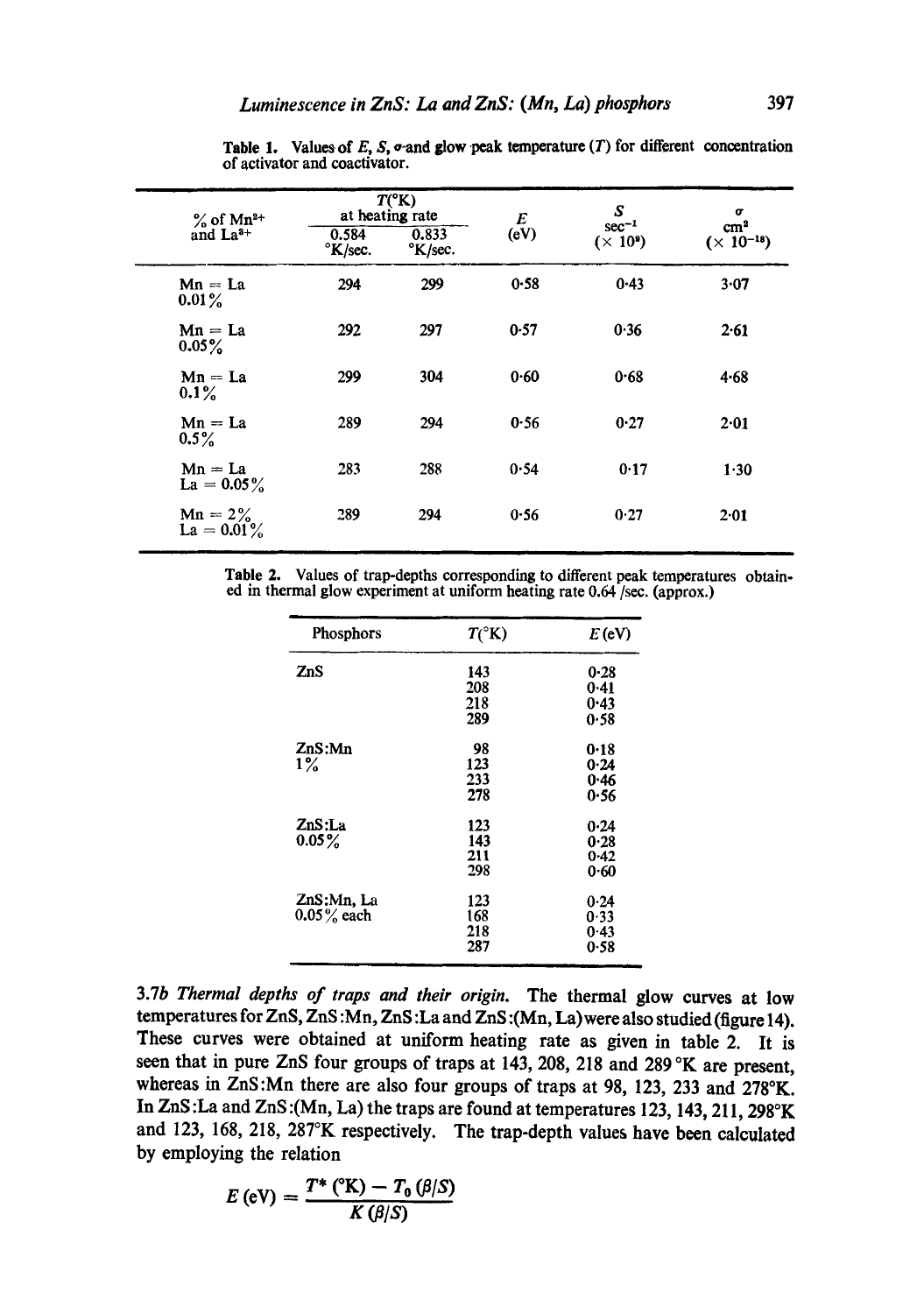**Table 1.** Values of $E$, $S$, $\sigma$ and glow peak temperature ($T$) for different concentration of activator and coactivator.

| % of $Mn^{2+}$ and $La^{3+}$ | $T$(°K) at heating rate 0.584 °K/sec. | $T$(°K) at heating rate 0.833 °K/sec. | $E$ (eV) | $S$ sec$^{-1}$ ($\times 10^{9}$) | $\sigma$ cm$^2$ ($\times 10^{-18}$) |
|---|---|---|---|---|---|
| Mn = La 0.01% | 294 | 299 | 0·58 | 0·43 | 3·07 |
| Mn = La 0.05% | 292 | 297 | 0·57 | 0·36 | 2·61 |
| Mn = La 0.1% | 299 | 304 | 0·60 | 0·68 | 4·68 |
| Mn = La 0.5% | 289 | 294 | 0·56 | 0·27 | 2·01 |
| Mn = La La = 0.05% | 283 | 288 | 0·54 | 0·17 | 1·30 |
| Mn = 2% La = 0.01% | 289 | 294 | 0·56 | 0·27 | 2·01 |

**Table 2.** Values of trap-depths corresponding to different peak temperatures obtained in thermal glow experiment at uniform heating rate 0.64 /sec. (approx.)

| Phosphors | $T$(°K) | $E$(eV) |
|---|---|---|
| ZnS | 143 | 0·28 |
| | 208 | 0·41 |
| | 218 | 0·43 |
| | 289 | 0·58 |
| ZnS:Mn 1% | 98 | 0·18 |
| | 123 | 0·24 |
| | 233 | 0·46 |
| | 278 | 0·56 |
| ZnS:La 0.05% | 123 | 0·24 |
| | 143 | 0·28 |
| | 211 | 0·42 |
| | 298 | 0·60 |
| ZnS:Mn, La 0.05% each | 123 | 0·24 |
| | 168 | 0·33 |
| | 218 | 0·43 |
| | 287 | 0·58 |

*3.7b Thermal depths of traps and their origin.* The thermal glow curves at low temperatures for ZnS, ZnS:Mn, ZnS:La and ZnS:(Mn, La) were also studied (figure 14). These curves were obtained at uniform heating rate as given in table 2. It is seen that in pure ZnS four groups of traps at 143, 208, 218 and 289 °K are present, whereas in ZnS:Mn there are also four groups of traps at 98, 123, 233 and 278°K. In ZnS:La and ZnS:(Mn, La) the traps are found at temperatures 123, 143, 211, 298°K and 123, 168, 218, 287°K respectively. The trap-depth values have been calculated by employing the relation

$$E\,(\text{eV}) = \frac{T^{*}\,(°\text{K}) - T_0\,(\beta/S)}{K\,(\beta/S)}$$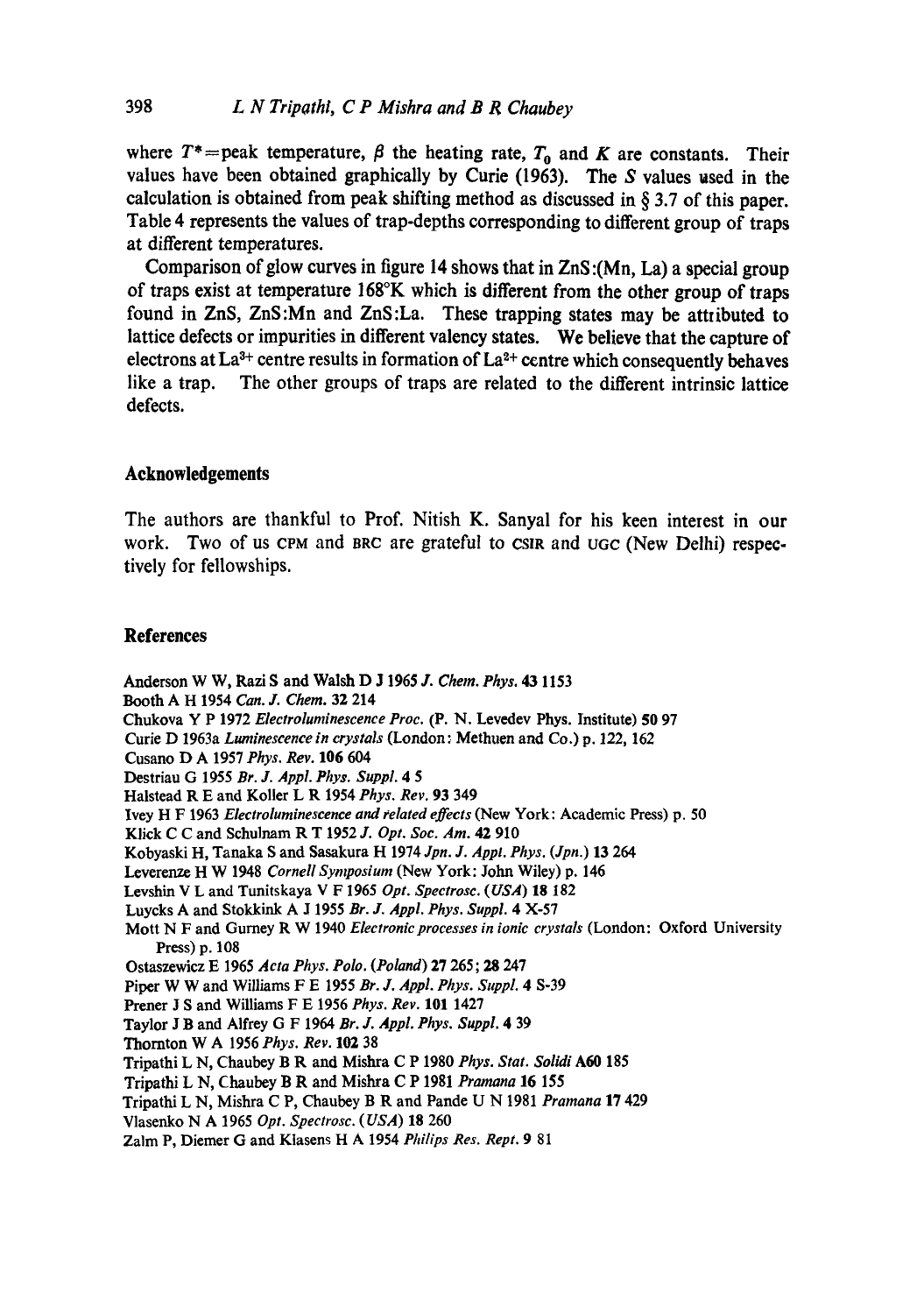where $T^*$ = peak temperature, $\beta$ the heating rate, $T_0$ and $K$ are constants. Their values have been obtained graphically by Curie (1963). The $S$ values used in the calculation is obtained from peak shifting method as discussed in § 3.7 of this paper. Table 4 represents the values of trap-depths corresponding to different group of traps at different temperatures.

Comparison of glow curves in figure 14 shows that in ZnS:(Mn, La) a special group of traps exist at temperature 168°K which is different from the other group of traps found in ZnS, ZnS:Mn and ZnS:La. These trapping states may be attributed to lattice defects or impurities in different valency states. We believe that the capture of electrons at $La^{3+}$ centre results in formation of $La^{2+}$ centre which consequently behaves like a trap. The other groups of traps are related to the different intrinsic lattice defects.

## Acknowledgements

The authors are thankful to Prof. Nitish K. Sanyal for his keen interest in our work. Two of us CPM and BRC are grateful to CSIR and UGC (New Delhi) respectively for fellowships.

## References

Anderson W W, Razi S and Walsh D J 1965 *J. Chem. Phys.* **43** 1153

Booth A H 1954 *Can. J. Chem.* **32** 214

Chukova Y P 1972 *Electroluminescence Proc.* (P. N. Levedev Phys. Institute) **50** 97

Curie D 1963a *Luminescence in crystals* (London: Methuen and Co.) p. 122, 162

Cusano D A 1957 *Phys. Rev.* **106** 604

Destriau G 1955 *Br. J. Appl. Phys. Suppl.* **4** 5

Halstead R E and Koller L R 1954 *Phys. Rev.* **93** 349

Ivey H F 1963 *Electroluminescence and related effects* (New York: Academic Press) p. 50

Klick C C and Schulnam R T 1952 *J. Opt. Soc. Am.* **42** 910

Kobyaski H, Tanaka S and Sasakura H 1974 *Jpn. J. Appl. Phys. (Jpn.)* **13** 264

Leverenze H W 1948 *Cornell Symposium* (New York: John Wiley) p. 146

Levshin V L and Tunitskaya V F 1965 *Opt. Spectrosc. (USA)* **18** 182

Luycks A and Stokkink A J 1955 *Br. J. Appl. Phys. Suppl.* **4** X-57

Mott N F and Gurney R W 1940 *Electronic processes in ionic crystals* (London: Oxford University Press) p. 108

Ostaszewicz E 1965 *Acta Phys. Polo. (Poland)* **27** 265; **28** 247

Piper W W and Williams F E 1955 *Br. J. Appl. Phys. Suppl.* **4** S-39

Prener J S and Williams F E 1956 *Phys. Rev.* **101** 1427

Taylor J B and Alfrey G F 1964 *Br. J. Appl. Phys. Suppl.* **4** 39

Thornton W A 1956 *Phys. Rev.* **102** 38

Tripathi L N, Chaubey B R and Mishra C P 1980 *Phys. Stat. Solidi* **A60** 185

Tripathi L N, Chaubey B R and Mishra C P 1981 *Pramana* **16** 155

Tripathi L N, Mishra C P, Chaubey B R and Pande U N 1981 *Pramana* **17** 429

Vlasenko N A 1965 *Opt. Spectrosc. (USA)* **18** 260

Zalm P, Diemer G and Klasens H A 1954 *Philips Res. Rept.* **9** 81